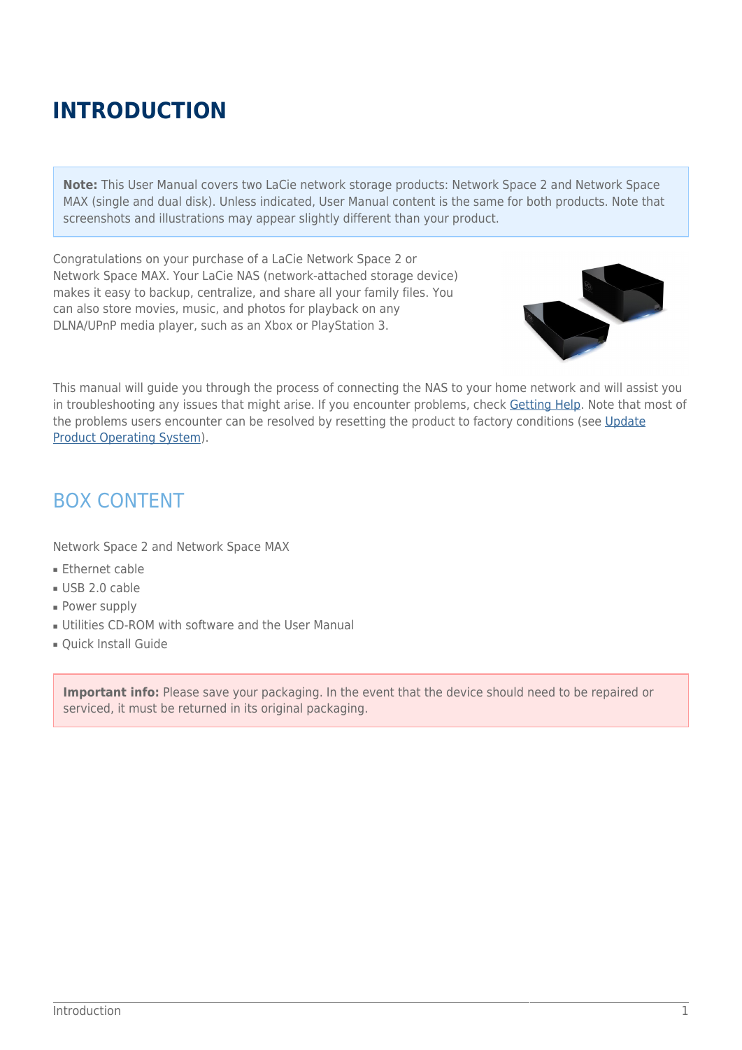# INTRODUCTION

**Note:** This User Manual covers two LaCie network storage products: Network Space 2 and Network Space MAX (single and dual disk). Unless indicated, User Manual content is the same for both products. Note that screenshots and illustrations may appear slightly different than your product.

Congratulations on your purchase of a LaCie Network Space 2 or Network Space MAX. Your LaCie NAS (network-attached storage device) makes it easy to backup, centralize, and share all your family files. You can also store movies, music, and photos for playback on any DLNA/UPnP media player, such as an Xbox or PlayStation 3.

This manual will guide you through the process of connecting the NAS to your home network and will assist you in troubleshooting any issues that might arise. If you encounter problems, check Getting Help. Note that most of the problems users encounter can be resolved by resetting the product to factory conditions (see Update Product Operating System).

## BOX CONTENT

Network Space 2 and Network Space MAX

- Ethernet cable
- USB 2.0 cable
- Power supply
- Utilities CD-ROM with software and the User Manual
- Quick Install Guide

**Important info:** Please save your packaging. In the event that the device should need to be repaired or serviced, it must be returned in its original packaging.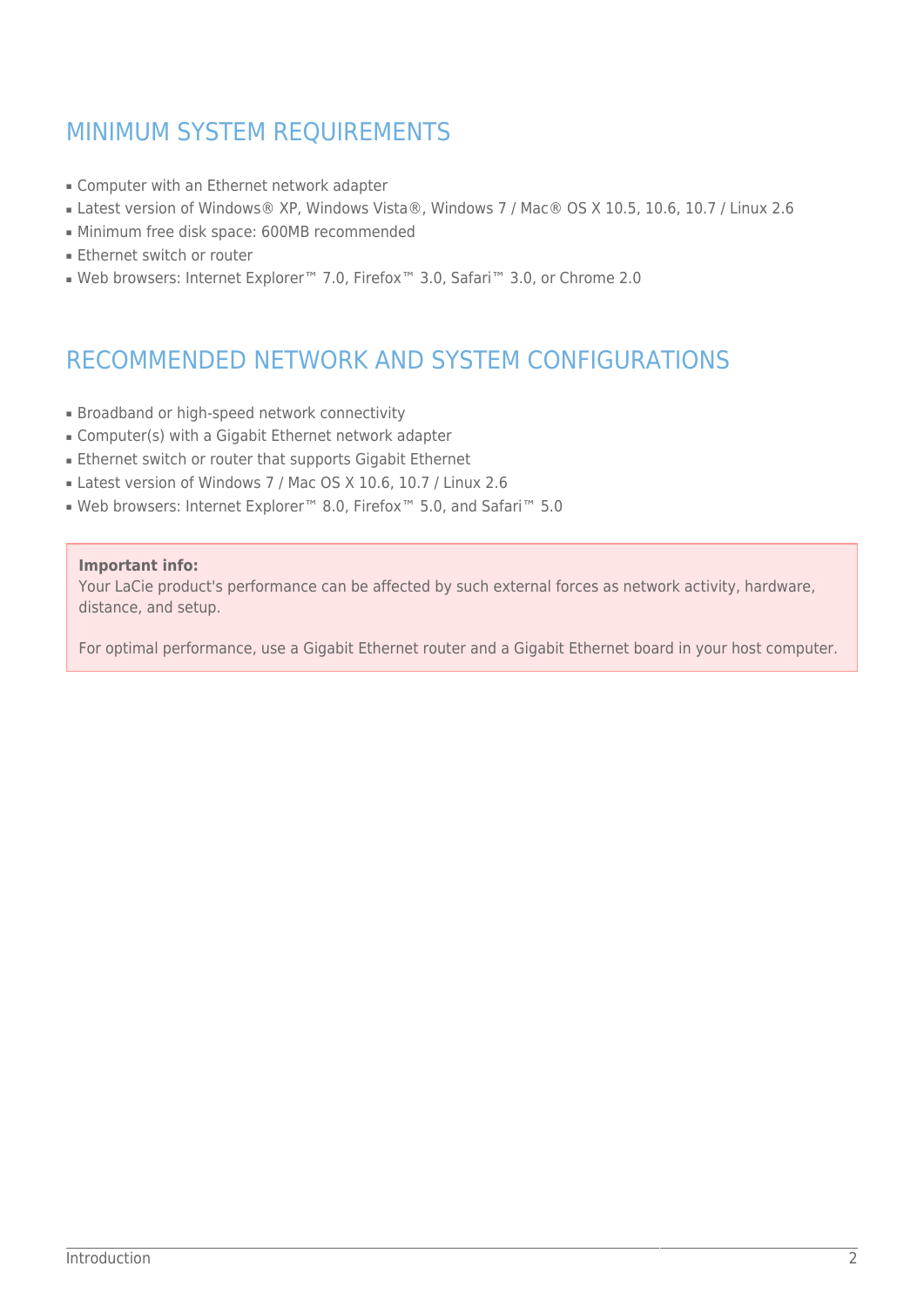## MINIMUM SYSTEM REQUIREMENTS

- Computer with an Ethernet network adapter
- Latest version of Windows® XP, Windows Vista®, Windows 7 / Mac® OS X 10.5, 10.6, 10.7 / Linux 2.6
- Minimum free disk space: 600MB recommended
- Ethernet switch or router
- Web browsers: Internet Explorer™ 7.0, Firefox™ 3.0, Safari™ 3.0, or Chrome 2.0

## RECOMMENDED NETWORK AND SYSTEM CONFIGURATIONS

- Broadband or high-speed network connectivity
- Computer(s) with a Gigabit Ethernet network adapter
- Ethernet switch or router that supports Gigabit Ethernet
- Latest version of Windows 7 / Mac OS X 10.6, 10.7 / Linux 2.6
- Web browsers: Internet Explorer™ 8.0, Firefox™ 5.0, and Safari™ 5.0

**Important info:**
Your LaCie product's performance can be affected by such external forces as network activity, hardware, distance, and setup.

For optimal performance, use a Gigabit Ethernet router and a Gigabit Ethernet board in your host computer.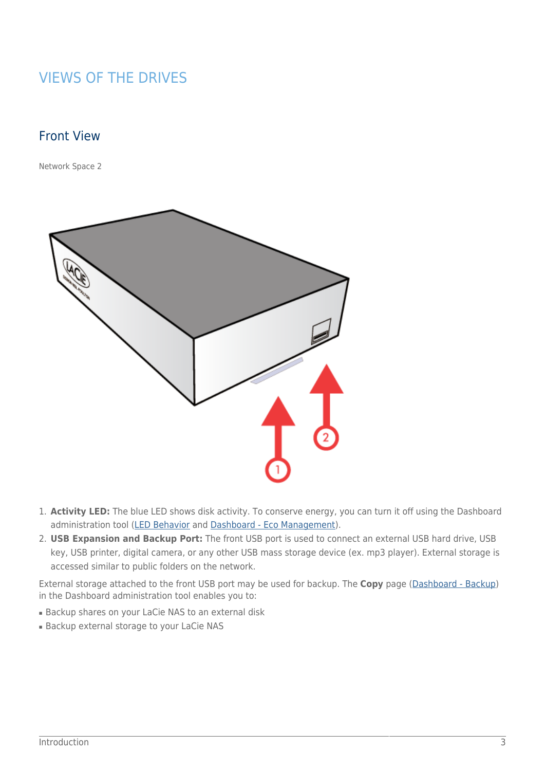# VIEWS OF THE DRIVES

## Front View

Network Space 2

1. **Activity LED:** The blue LED shows disk activity. To conserve energy, you can turn it off using the Dashboard administration tool (LED Behavior and Dashboard - Eco Management).
2. **USB Expansion and Backup Port:** The front USB port is used to connect an external USB hard drive, USB key, USB printer, digital camera, or any other USB mass storage device (ex. mp3 player). External storage is accessed similar to public folders on the network.

External storage attached to the front USB port may be used for backup. The **Copy** page (Dashboard - Backup) in the Dashboard administration tool enables you to:

- Backup shares on your LaCie NAS to an external disk
- Backup external storage to your LaCie NAS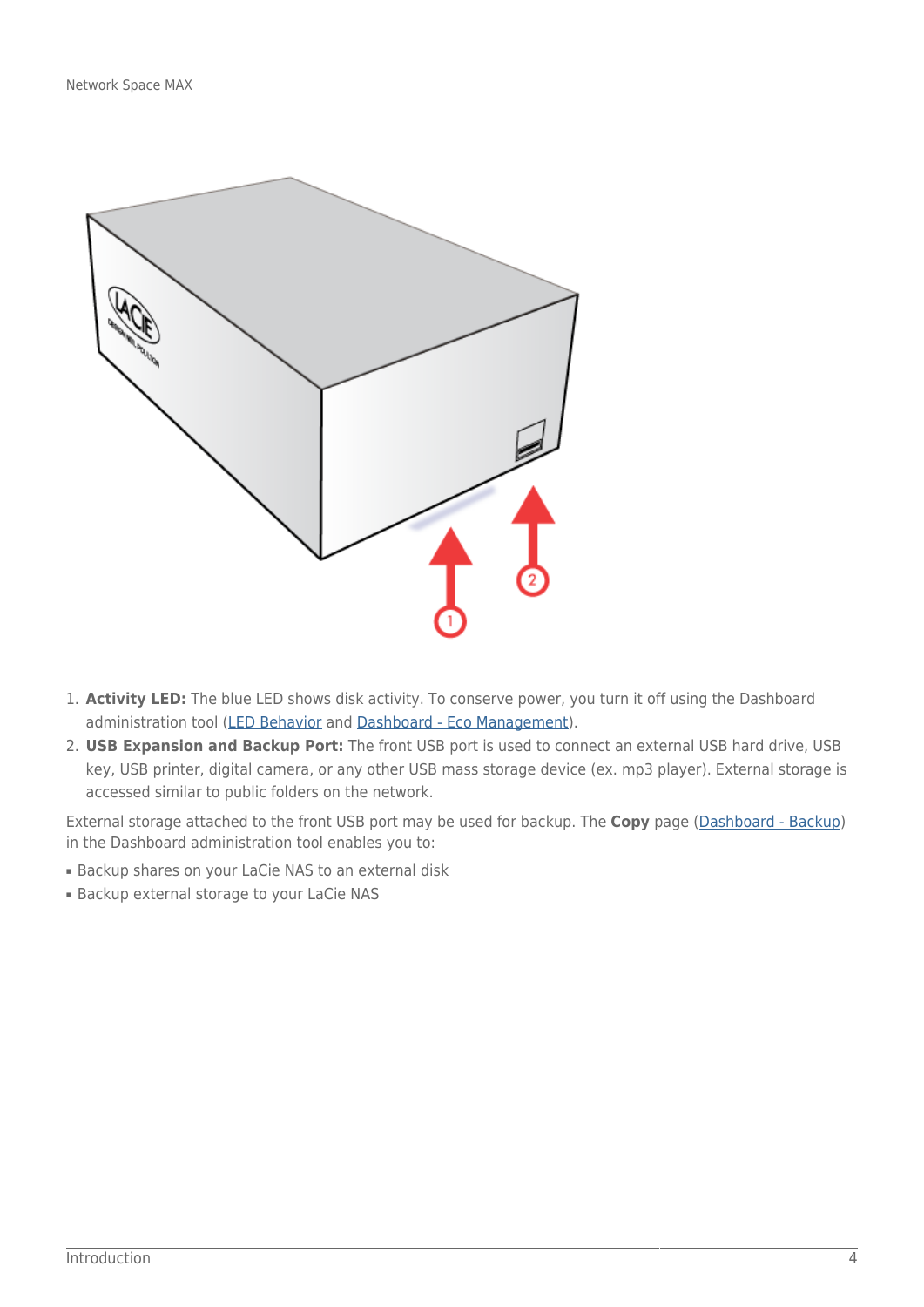1. **Activity LED:** The blue LED shows disk activity. To conserve power, you turn it off using the Dashboard administration tool (LED Behavior and Dashboard - Eco Management).
2. **USB Expansion and Backup Port:** The front USB port is used to connect an external USB hard drive, USB key, USB printer, digital camera, or any other USB mass storage device (ex. mp3 player). External storage is accessed similar to public folders on the network.

External storage attached to the front USB port may be used for backup. The **Copy** page (Dashboard - Backup) in the Dashboard administration tool enables you to:

- Backup shares on your LaCie NAS to an external disk
- Backup external storage to your LaCie NAS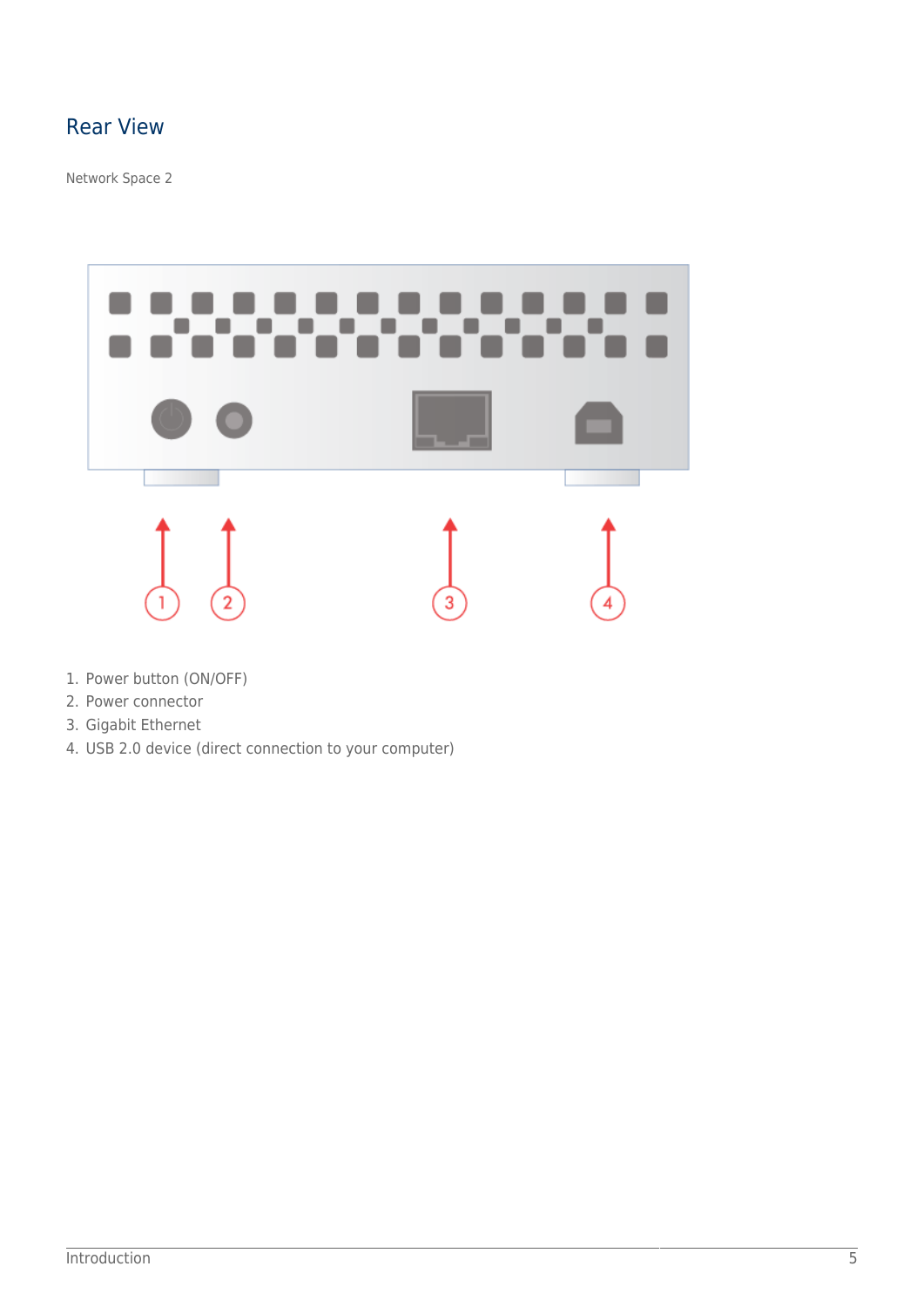## Rear View

Network Space 2

1. Power button (ON/OFF)
2. Power connector
3. Gigabit Ethernet
4. USB 2.0 device (direct connection to your computer)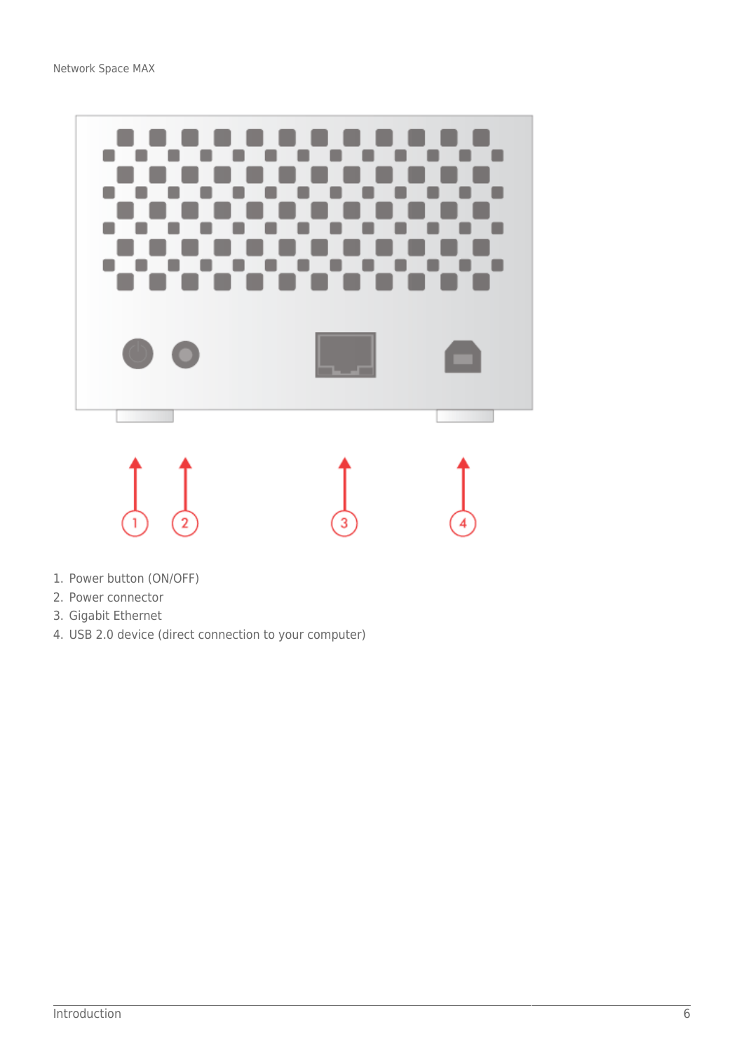1. Power button (ON/OFF)
2. Power connector
3. Gigabit Ethernet
4. USB 2.0 device (direct connection to your computer)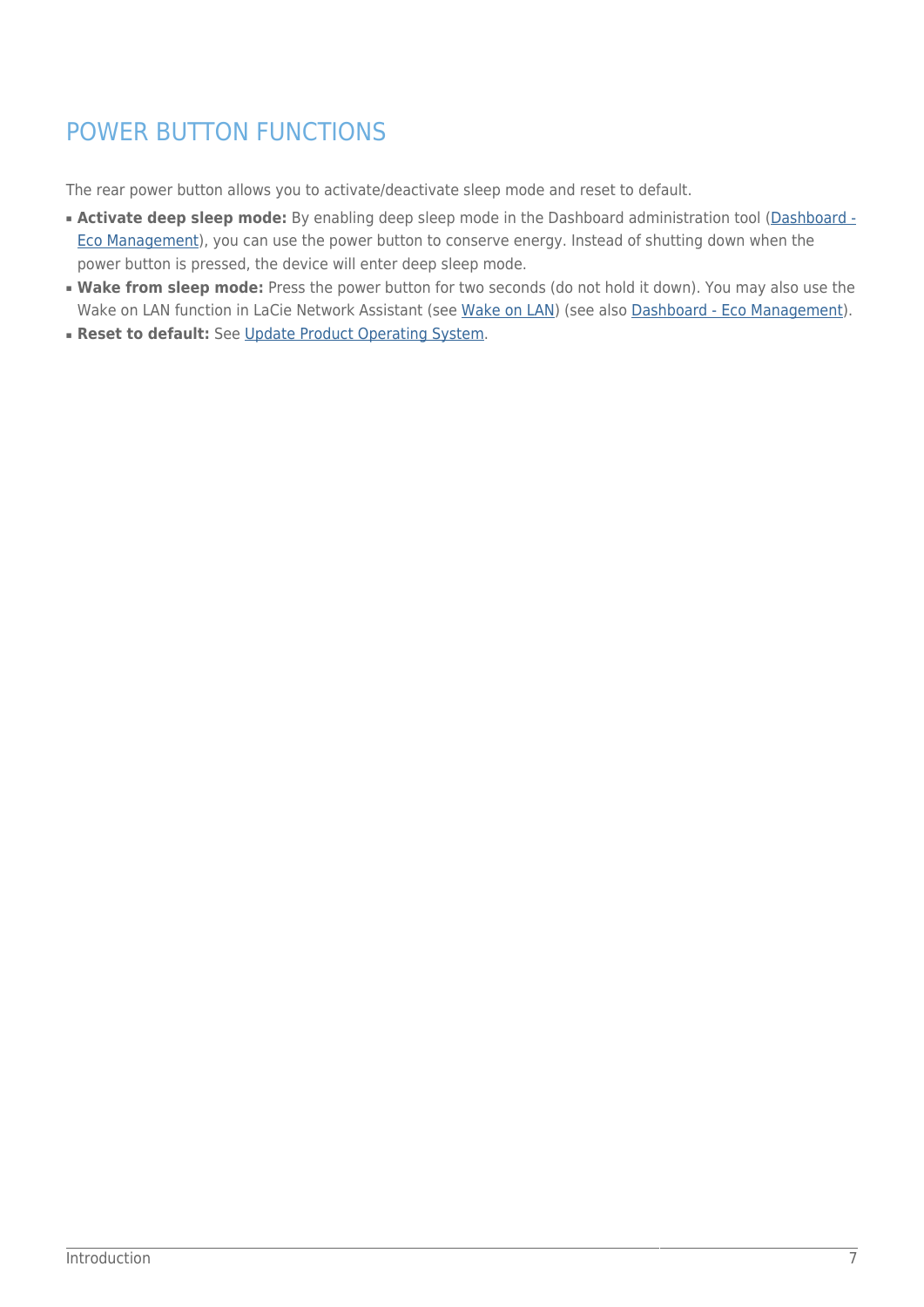# POWER BUTTON FUNCTIONS

The rear power button allows you to activate/deactivate sleep mode and reset to default.

- **Activate deep sleep mode:** By enabling deep sleep mode in the Dashboard administration tool (Dashboard - Eco Management), you can use the power button to conserve energy. Instead of shutting down when the power button is pressed, the device will enter deep sleep mode.
- **Wake from sleep mode:** Press the power button for two seconds (do not hold it down). You may also use the Wake on LAN function in LaCie Network Assistant (see Wake on LAN) (see also Dashboard - Eco Management).
- **Reset to default:** See Update Product Operating System.